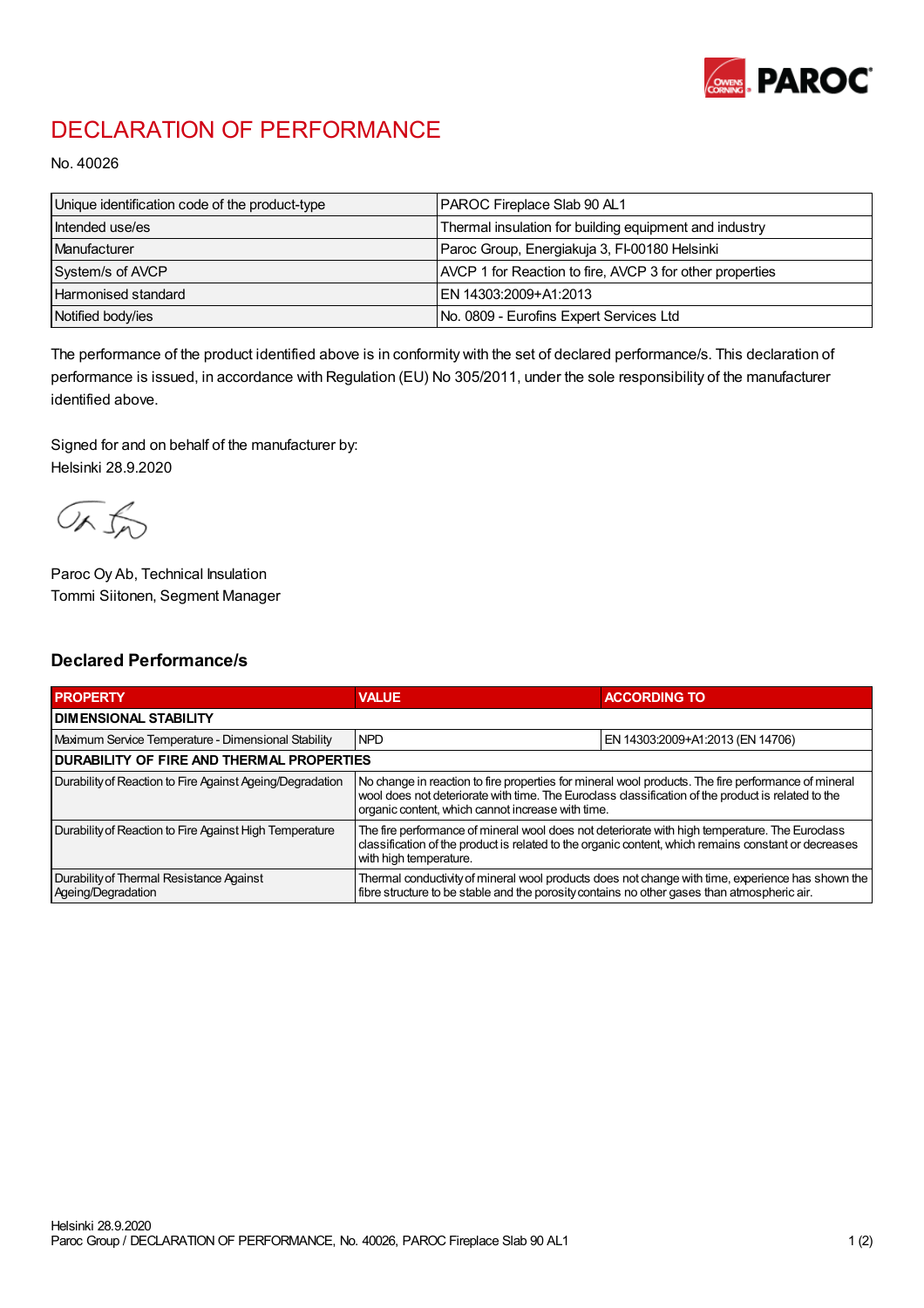# DECLARATION OF PERFORMANCE

No. 40026

| Unique identification code of the product-type | PAROC Fireplace Slab 90 AL1 |
|---|---|
| Intended use/es | Thermal insulation for building equipment and industry |
| Manufacturer | Paroc Group, Energiakuja 3, FI-00180 Helsinki |
| System/s of AVCP | AVCP 1 for Reaction to fire, AVCP 3 for other properties |
| Harmonised standard | EN 14303:2009+A1:2013 |
| Notified body/ies | No. 0809 - Eurofins Expert Services Ltd |

The performance of the product identified above is in conformity with the set of declared performance/s. This declaration of performance is issued, in accordance with Regulation (EU) No 305/2011, under the sole responsibility of the manufacturer identified above.

Signed for and on behalf of the manufacturer by:
Helsinki 28.9.2020

Paroc Oy Ab, Technical Insulation
Tommi Siitonen, Segment Manager

## Declared Performance/s

| PROPERTY | VALUE | ACCORDING TO |
|---|---|---|
| **DIMENSIONAL STABILITY** | | |
| Maximum Service Temperature - Dimensional Stability | NPD | EN 14303:2009+A1:2013 (EN 14706) |
| **DURABILITY OF FIRE AND THERMAL PROPERTIES** | | |
| Durability of Reaction to Fire Against Ageing/Degradation | No change in reaction to fire properties for mineral wool products. The fire performance of mineral wool does not deteriorate with time. The Euroclass classification of the product is related to the organic content, which cannot increase with time. | |
| Durability of Reaction to Fire Against High Temperature | The fire performance of mineral wool does not deteriorate with high temperature. The Euroclass classification of the product is related to the organic content, which remains constant or decreases with high temperature. | |
| Durability of Thermal Resistance Against Ageing/Degradation | Thermal conductivity of mineral wool products does not change with time, experience has shown the fibre structure to be stable and the porosity contains no other gases than atmospheric air. | |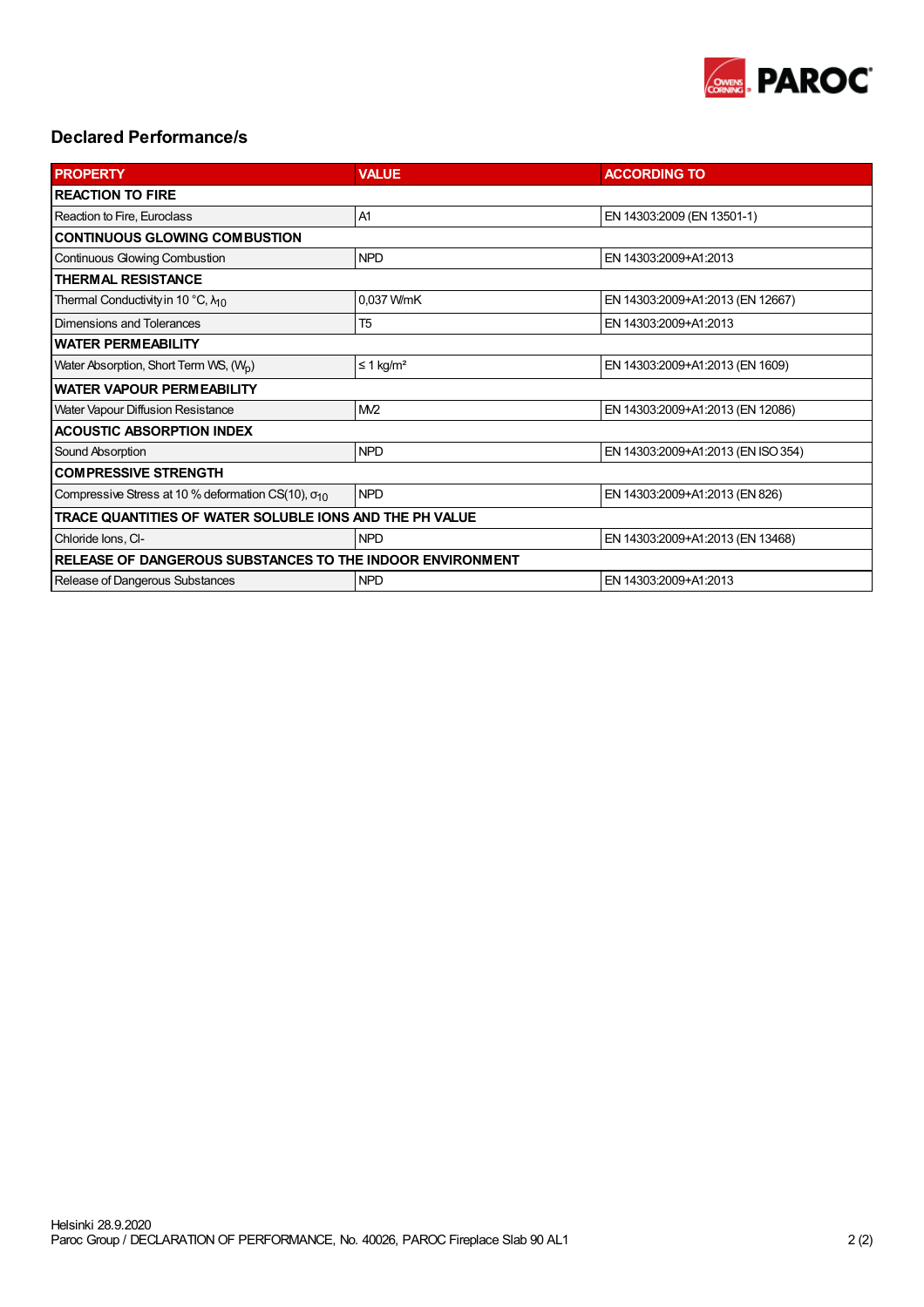## Declared Performance/s

| PROPERTY | VALUE | ACCORDING TO |
|---|---|---|
| **REACTION TO FIRE** | | |
| Reaction to Fire, Euroclass | A1 | EN 14303:2009 (EN 13501-1) |
| **CONTINUOUS GLOWING COMBUSTION** | | |
| Continuous Glowing Combustion | NPD | EN 14303:2009+A1:2013 |
| **THERMAL RESISTANCE** | | |
| Thermal Conductivity in 10 °C, $\lambda_{10}$ | 0,037 W/mK | EN 14303:2009+A1:2013 (EN 12667) |
| Dimensions and Tolerances | T5 | EN 14303:2009+A1:2013 |
| **WATER PERMEABILITY** | | |
| Water Absorption, Short Term WS, ($W_p$) | ≤ 1 kg/m² | EN 14303:2009+A1:2013 (EN 1609) |
| **WATER VAPOUR PERMEABILITY** | | |
| Water Vapour Diffusion Resistance | MV2 | EN 14303:2009+A1:2013 (EN 12086) |
| **ACOUSTIC ABSORPTION INDEX** | | |
| Sound Absorption | NPD | EN 14303:2009+A1:2013 (EN ISO 354) |
| **COMPRESSIVE STRENGTH** | | |
| Compressive Stress at 10 % deformation CS(10), $\sigma_{10}$ | NPD | EN 14303:2009+A1:2013 (EN 826) |
| **TRACE QUANTITIES OF WATER SOLUBLE IONS AND THE PH VALUE** | | |
| Chloride Ions, Cl- | NPD | EN 14303:2009+A1:2013 (EN 13468) |
| **RELEASE OF DANGEROUS SUBSTANCES TO THE INDOOR ENVIRONMENT** | | |
| Release of Dangerous Substances | NPD | EN 14303:2009+A1:2013 |

Helsinki 28.9.2020
Paroc Group / DECLARATION OF PERFORMANCE, No. 40026, PAROC Fireplace Slab 90 AL1